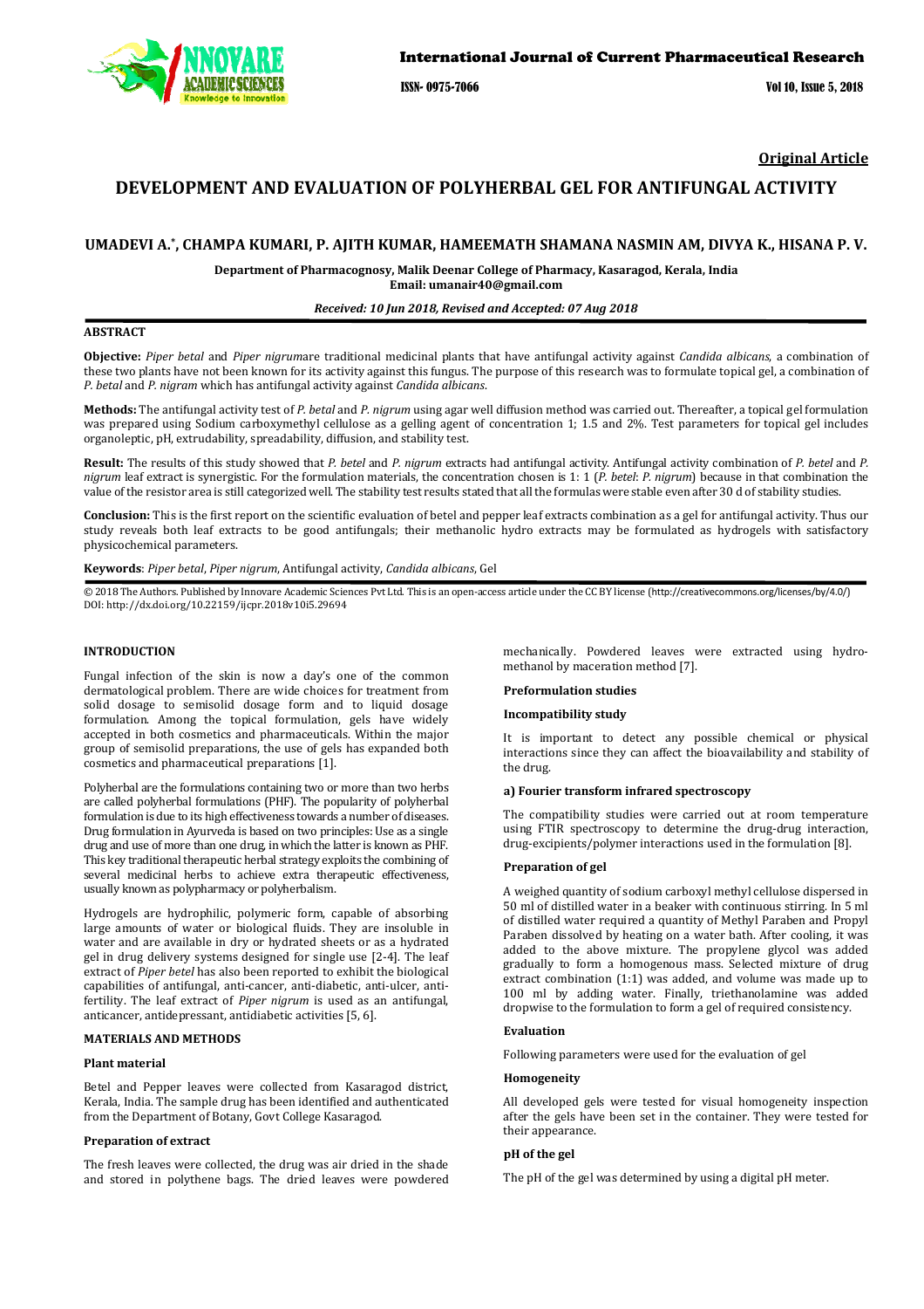Original Article

# DEVELOPMENT AND EVALUATION OF POLYHERBAL GEL FOR ANTIFUNGAL ACTIVITY

**UMADEVI A.*, CHAMPA KUMARI, P. AJITH KUMAR, HAMEEMATH SHAMANA NASMIN AM, DIVYA K., HISANA P. V.**

**Department of Pharmacognosy, Malik Deenar College of Pharmacy, Kasaragod, Kerala, India**
**Email: umanair40@gmail.com**

***Received: 10 Jun 2018, Revised and Accepted: 07 Aug 2018***

## ABSTRACT

**Objective:** *Piper betal* and *Piper nigrum*are traditional medicinal plants that have antifungal activity against *Candida albicans*, a combination of these two plants have not been known for its activity against this fungus. The purpose of this research was to formulate topical gel, a combination of *P. betal* and *P. nigram* which has antifungal activity against *Candida albicans*.

**Methods:** The antifungal activity test of *P. betal* and *P. nigrum* using agar well diffusion method was carried out. Thereafter, a topical gel formulation was prepared using Sodium carboxymethyl cellulose as a gelling agent of concentration 1; 1.5 and 2%. Test parameters for topical gel includes organoleptic, pH, extrudability, spreadability, diffusion, and stability test.

**Result:** The results of this study showed that *P. betel* and *P. nigrum* extracts had antifungal activity. Antifungal activity combination of *P. betel* and *P. nigrum* leaf extract is synergistic. For the formulation materials, the concentration chosen is 1: 1 (*P. betel*: *P. nigrum*) because in that combination the value of the resistor area is still categorized well. The stability test results stated that all the formulas were stable even after 30 d of stability studies.

**Conclusion:** This is the first report on the scientific evaluation of betel and pepper leaf extracts combination as a gel for antifungal activity. Thus our study reveals both leaf extracts to be good antifungals; their methanolic hydro extracts may be formulated as hydrogels with satisfactory physicochemical parameters.

**Keywords**: *Piper betal*, *Piper nigrum*, Antifungal activity, *Candida albicans*, Gel

© 2018 The Authors. Published by Innovare Academic Sciences Pvt Ltd. This is an open-access article under the CC BY license (http://creativecommons.org/licenses/by/4.0/)
DOI: http://dx.doi.org/10.22159/ijcpr.2018v10i5.29694

## INTRODUCTION

Fungal infection of the skin is now a day's one of the common dermatological problem. There are wide choices for treatment from solid dosage to semisolid dosage form and to liquid dosage formulation. Among the topical formulation, gels have widely accepted in both cosmetics and pharmaceuticals. Within the major group of semisolid preparations, the use of gels has expanded both cosmetics and pharmaceutical preparations [1].

Polyherbal are the formulations containing two or more than two herbs are called polyherbal formulations (PHF). The popularity of polyherbal formulation is due to its high effectiveness towards a number of diseases. Drug formulation in Ayurveda is based on two principles: Use as a single drug and use of more than one drug, in which the latter is known as PHF. This key traditional therapeutic herbal strategy exploits the combining of several medicinal herbs to achieve extra therapeutic effectiveness, usually known as polypharmacy or polyherbalism.

Hydrogels are hydrophilic, polymeric form, capable of absorbing large amounts of water or biological fluids. They are insoluble in water and are available in dry or hydrated sheets or as a hydrated gel in drug delivery systems designed for single use [2-4]. The leaf extract of *Piper betel* has also been reported to exhibit the biological capabilities of antifungal, anti-cancer, anti-diabetic, anti-ulcer, anti-fertility. The leaf extract of *Piper nigrum* is used as an antifungal, anticancer, antidepressant, antidiabetic activities [5, 6].

## MATERIALS AND METHODS

### Plant material

Betel and Pepper leaves were collected from Kasaragod district, Kerala, India. The sample drug has been identified and authenticated from the Department of Botany, Govt College Kasaragod.

### Preparation of extract

The fresh leaves were collected, the drug was air dried in the shade and stored in polythene bags. The dried leaves were powdered mechanically. Powdered leaves were extracted using hydro-methanol by maceration method [7].

### Preformulation studies

### Incompatibility study

It is important to detect any possible chemical or physical interactions since they can affect the bioavailability and stability of the drug.

#### a) Fourier transform infrared spectroscopy

The compatibility studies were carried out at room temperature using FTIR spectroscopy to determine the drug-drug interaction, drug-excipients/polymer interactions used in the formulation [8].

### Preparation of gel

A weighed quantity of sodium carboxyl methyl cellulose dispersed in 50 ml of distilled water in a beaker with continuous stirring. In 5 ml of distilled water required a quantity of Methyl Paraben and Propyl Paraben dissolved by heating on a water bath. After cooling, it was added to the above mixture. The propylene glycol was added gradually to form a homogenous mass. Selected mixture of drug extract combination (1:1) was added, and volume was made up to 100 ml by adding water. Finally, triethanolamine was added dropwise to the formulation to form a gel of required consistency.

### Evaluation

Following parameters were used for the evaluation of gel

### Homogeneity

All developed gels were tested for visual homogeneity inspection after the gels have been set in the container. They were tested for their appearance.

### pH of the gel

The pH of the gel was determined by using a digital pH meter.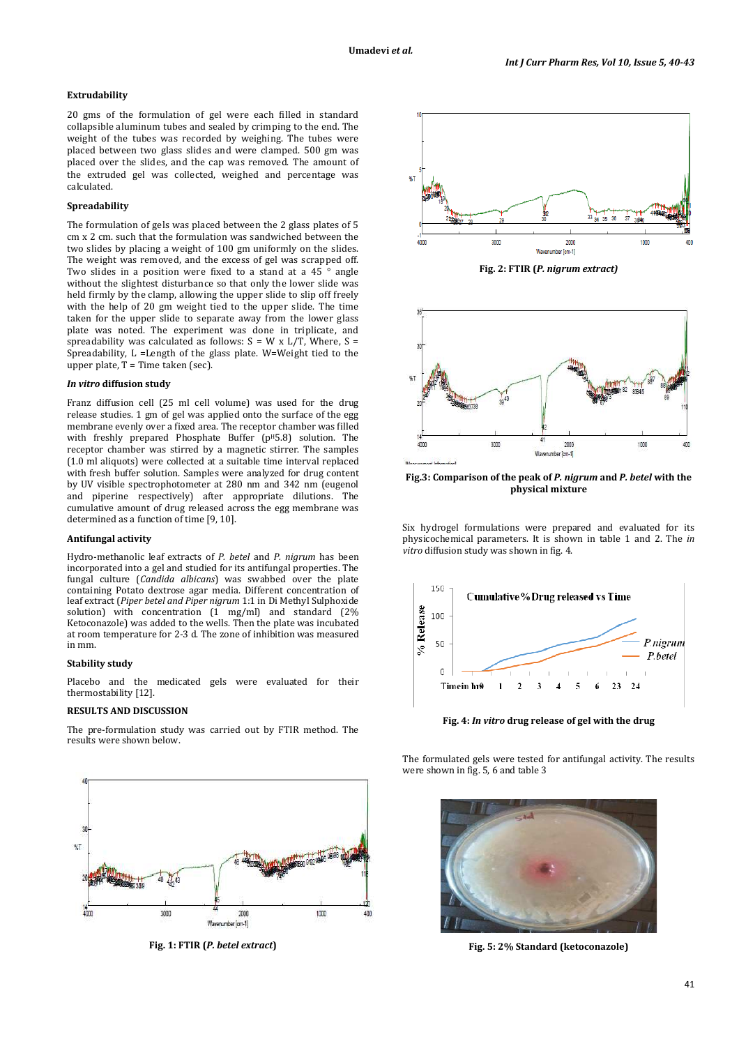### Extrudability

20 gms of the formulation of gel were each filled in standard collapsible aluminum tubes and sealed by crimping to the end. The weight of the tubes was recorded by weighing. The tubes were placed between two glass slides and were clamped. 500 gm was placed over the slides, and the cap was removed. The amount of the extruded gel was collected, weighed and percentage was calculated.

### Spreadability

The formulation of gels was placed between the 2 glass plates of 5 cm x 2 cm. such that the formulation was sandwiched between the two slides by placing a weight of 100 gm uniformly on the slides. The weight was removed, and the excess of gel was scrapped off. Two slides in a position were fixed to a stand at a 45 ° angle without the slightest disturbance so that only the lower slide was held firmly by the clamp, allowing the upper slide to slip off freely with the help of 20 gm weight tied to the upper slide. The time taken for the upper slide to separate away from the lower glass plate was noted. The experiment was done in triplicate, and spreadability was calculated as follows: $S = W \times L/T$, Where, S = Spreadability, L =Length of the glass plate. W=Weight tied to the upper plate, T = Time taken (sec).

### *In vitro* diffusion study

Franz diffusion cell (25 ml cell volume) was used for the drug release studies. 1 gm of gel was applied onto the surface of the egg membrane evenly over a fixed area. The receptor chamber was filled with freshly prepared Phosphate Buffer ($p^H$5.8) solution. The receptor chamber was stirred by a magnetic stirrer. The samples (1.0 ml aliquots) were collected at a suitable time interval replaced with fresh buffer solution. Samples were analyzed for drug content by UV visible spectrophotometer at 280 nm and 342 nm (eugenol and piperine respectively) after appropriate dilutions. The cumulative amount of drug released across the egg membrane was determined as a function of time [9, 10].

### Antifungal activity

Hydro-methanolic leaf extracts of *P. betel* and *P. nigrum* has been incorporated into a gel and studied for its antifungal properties. The fungal culture (*Candida albicans*) was swabbed over the plate containing Potato dextrose agar media. Different concentration of leaf extract (*Piper betel and Piper nigrum* 1:1 in Di Methyl Sulphoxide solution) with concentration (1 mg/ml) and standard (2% Ketoconazole) was added to the wells. Then the plate was incubated at room temperature for 2-3 d. The zone of inhibition was measured in mm.

### Stability study

Placebo and the medicated gels were evaluated for their thermostability [12].

## RESULTS AND DISCUSSION

The pre-formulation study was carried out by FTIR method. The results were shown below.

**Fig. 1: FTIR (*P. betel extract*)**

**Fig. 2: FTIR (*P. nigrum extract)***

**Fig.3: Comparison of the peak of *P. nigrum* and *P. betel* with the physical mixture**

Six hydrogel formulations were prepared and evaluated for its physicochemical parameters. It is shown in table 1 and 2. The *in vitro* diffusion study was shown in fig. 4.

**Fig. 4: *In vitro* drug release of gel with the drug**

The formulated gels were tested for antifungal activity. The results were shown in fig. 5, 6 and table 3

**Fig. 5: 2% Standard (ketoconazole)**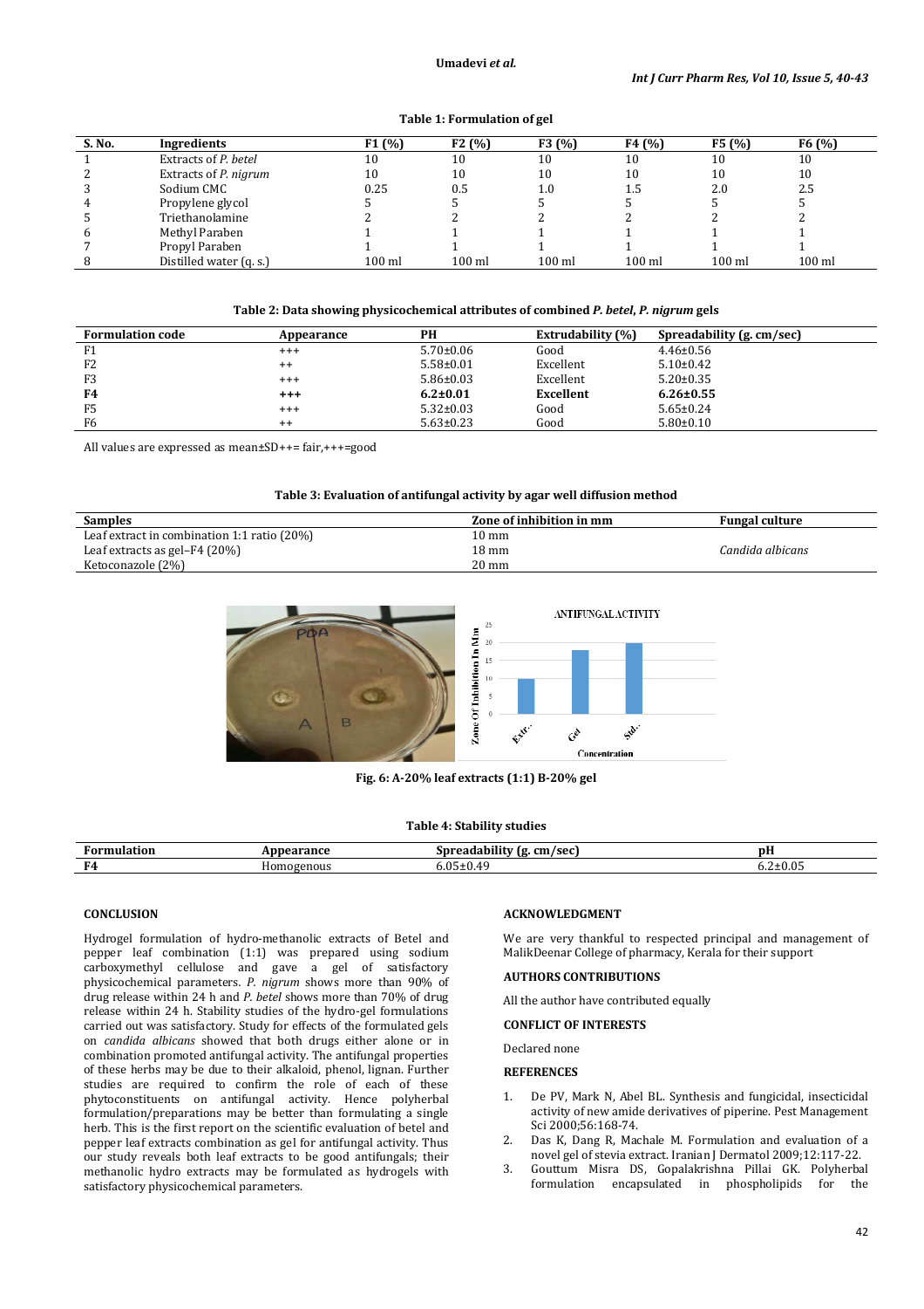**Table 1: Formulation of gel**

| S. No. | Ingredients | F1 (%) | F2 (%) | F3 (%) | F4 (%) | F5 (%) | F6 (%) |
|---|---|---|---|---|---|---|---|
| 1 | Extracts of *P. betel* | 10 | 10 | 10 | 10 | 10 | 10 |
| 2 | Extracts of *P. nigrum* | 10 | 10 | 10 | 10 | 10 | 10 |
| 3 | Sodium CMC | 0.25 | 0.5 | 1.0 | 1.5 | 2.0 | 2.5 |
| 4 | Propylene glycol | 5 | 5 | 5 | 5 | 5 | 5 |
| 5 | Triethanolamine | 2 | 2 | 2 | 2 | 2 | 2 |
| 6 | Methyl Paraben | 1 | 1 | 1 | 1 | 1 | 1 |
| 7 | Propyl Paraben | 1 | 1 | 1 | 1 | 1 | 1 |
| 8 | Distilled water (q. s.) | 100 ml | 100 ml | 100 ml | 100 ml | 100 ml | 100 ml |

**Table 2: Data showing physicochemical attributes of combined *P. betel*, *P. nigrum* gels**

| Formulation code | Appearance | PH | Extrudability (%) | Spreadability (g. cm/sec) |
|---|---|---|---|---|
| F1 | +++ | 5.70±0.06 | Good | 4.46±0.56 |
| F2 | ++ | 5.58±0.01 | Excellent | 5.10±0.42 |
| F3 | +++ | 5.86±0.03 | Excellent | 5.20±0.35 |
| **F4** | **+++** | **6.2±0.01** | **Excellent** | **6.26±0.55** |
| F5 | +++ | 5.32±0.03 | Good | 5.65±0.24 |
| F6 | ++ | 5.63±0.23 | Good | 5.80±0.10 |

All values are expressed as mean±SD++= fair,+++=good

**Table 3: Evaluation of antifungal activity by agar well diffusion method**

| Samples | Zone of inhibition in mm | Fungal culture |
|---|---|---|
| Leaf extract in combination 1:1 ratio (20%) | 10 mm | |
| Leaf extracts as gel–F4 (20%) | 18 mm | *Candida albicans* |
| Ketoconazole (2%) | 20 mm | |

Fig. 6: A-20% leaf extracts (1:1) B-20% gel

**Table 4: Stability studies**

| Formulation | Appearance | Spreadability (g. cm/sec) | pH |
|---|---|---|---|
| **F4** | Homogenous | 6.05±0.49 | 6.2±0.05 |

## CONCLUSION

Hydrogel formulation of hydro-methanolic extracts of Betel and pepper leaf combination (1:1) was prepared using sodium carboxymethyl cellulose and gave a gel of satisfactory physicochemical parameters. *P. nigrum* shows more than 90% of drug release within 24 h and *P. betel* shows more than 70% of drug release within 24 h. Stability studies of the hydro-gel formulations carried out was satisfactory. Study for effects of the formulated gels on *candida albicans* showed that both drugs either alone or in combination promoted antifungal activity. The antifungal properties of these herbs may be due to their alkaloid, phenol, lignan. Further studies are required to confirm the role of each of these phytoconstituents on antifungal activity. Hence polyherbal formulation/preparations may be better than formulating a single herb. This is the first report on the scientific evaluation of betel and pepper leaf extracts combination as gel for antifungal activity. Thus our study reveals both leaf extracts to be good antifungals; their methanolic hydro extracts may be formulated as hydrogels with satisfactory physicochemical parameters.

## ACKNOWLEDGMENT

We are very thankful to respected principal and management of MalikDeenar College of pharmacy, Kerala for their support

## AUTHORS CONTRIBUTIONS

All the author have contributed equally

## CONFLICT OF INTERESTS

Declared none

## REFERENCES

1. De PV, Mark N, Abel BL. Synthesis and fungicidal, insecticidal activity of new amide derivatives of piperine. Pest Management Sci 2000;56:168-74.
2. Das K, Dang R, Machale M. Formulation and evaluation of a novel gel of stevia extract. Iranian J Dermatol 2009;12:117-22.
3. Gouttum Misra DS, Gopalakrishna Pillai GK. Polyherbal formulation encapsulated in phospholipids for the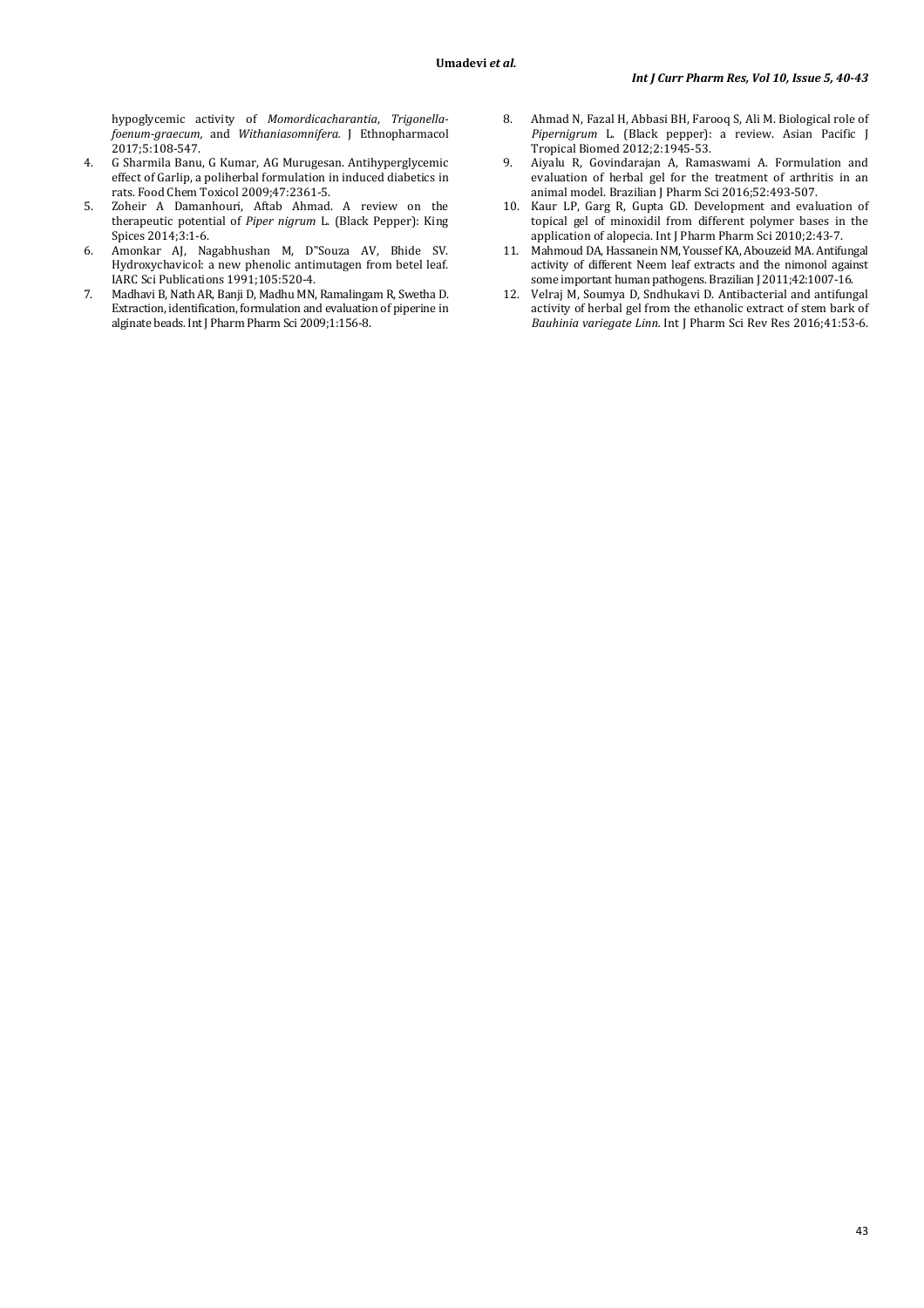hypoglycemic activity of *Momordicacharantia*, *Trigonella-foenum-graecum*, and *Withaniasomnifera*. J Ethnopharmacol 2017;5:108-547.

4. G Sharmila Banu, G Kumar, AG Murugesan. Antihyperglycemic effect of Garlip, a poliherbal formulation in induced diabetics in rats. Food Chem Toxicol 2009;47:2361-5.
5. Zoheir A Damanhouri, Aftab Ahmad. A review on the therapeutic potential of *Piper nigrum* L. (Black Pepper): King Spices 2014;3:1-6.
6. Amonkar AJ, Nagabhushan M, D"Souza AV, Bhide SV. Hydroxychavicol: a new phenolic antimutagen from betel leaf. IARC Sci Publications 1991;105:520-4.
7. Madhavi B, Nath AR, Banji D, Madhu MN, Ramalingam R, Swetha D. Extraction, identification, formulation and evaluation of piperine in alginate beads. Int J Pharm Pharm Sci 2009;1:156-8.
8. Ahmad N, Fazal H, Abbasi BH, Farooq S, Ali M. Biological role of *Pipernigrum* L. (Black pepper): a review. Asian Pacific J Tropical Biomed 2012;2:1945-53.
9. Aiyalu R, Govindarajan A, Ramaswami A. Formulation and evaluation of herbal gel for the treatment of arthritis in an animal model. Brazilian J Pharm Sci 2016;52:493-507.
10. Kaur LP, Garg R, Gupta GD. Development and evaluation of topical gel of minoxidil from different polymer bases in the application of alopecia. Int J Pharm Pharm Sci 2010;2:43-7.
11. Mahmoud DA, Hassanein NM, Youssef KA, Abouzeid MA. Antifungal activity of different Neem leaf extracts and the nimonol against some important human pathogens. Brazilian J 2011;42:1007-16.
12. Velraj M, Soumya D, Sndhukavi D. Antibacterial and antifungal activity of herbal gel from the ethanolic extract of stem bark of *Bauhinia variegate Linn*. Int J Pharm Sci Rev Res 2016;41:53-6.